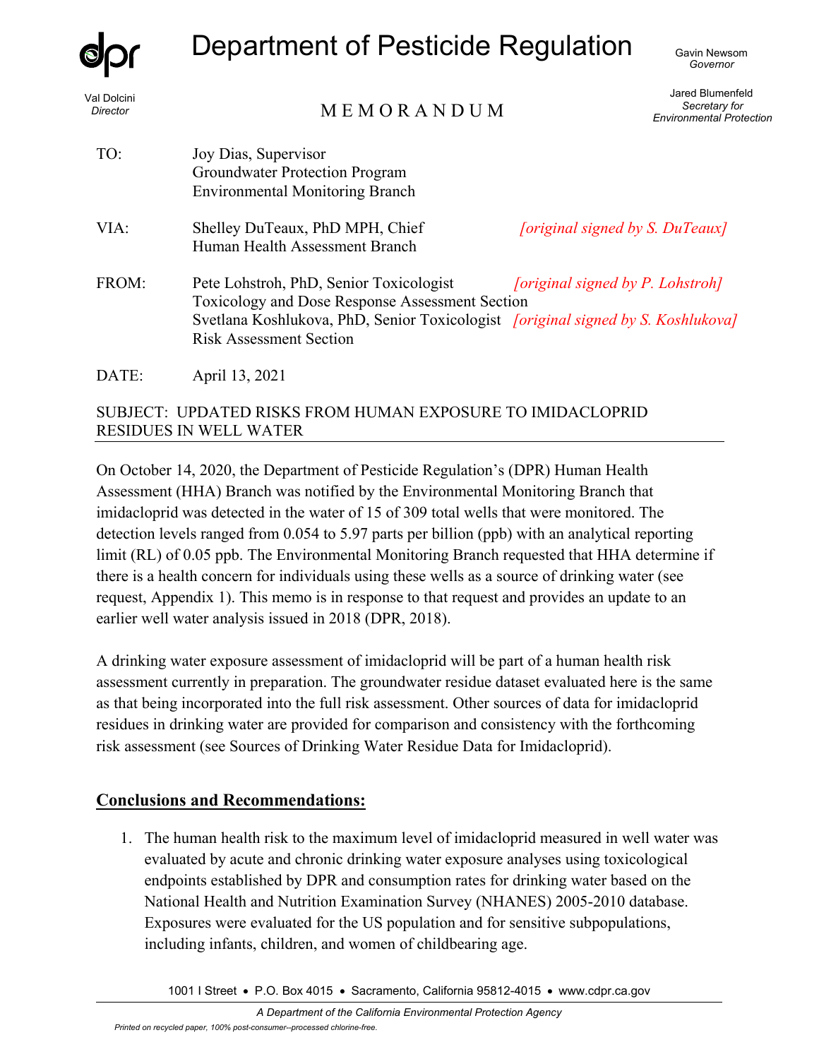# Department of Pesticide Regulation

Val Dolcini
*Director*

Gavin Newsom
*Governor*

Jared Blumenfeld
*Secretary for Environmental Protection*

## M E M O R A N D U M

| | | |
|---|---|---|
| TO: | Joy Dias, Supervisor<br>Groundwater Protection Program<br>Environmental Monitoring Branch | |
| VIA: | Shelley DuTeaux, PhD MPH, Chief<br>Human Health Assessment Branch | *[original signed by S. DuTeaux]* |
| FROM: | Pete Lohstroh, PhD, Senior Toxicologist<br>Toxicology and Dose Response Assessment Section<br>Svetlana Koshlukova, PhD, Senior Toxicologist<br>Risk Assessment Section | *[original signed by P. Lohstroh]*<br><br>*[original signed by S. Koshlukova]* |
| DATE: | April 13, 2021 | |

SUBJECT: UPDATED RISKS FROM HUMAN EXPOSURE TO IMIDACLOPRID RESIDUES IN WELL WATER

On October 14, 2020, the Department of Pesticide Regulation's (DPR) Human Health Assessment (HHA) Branch was notified by the Environmental Monitoring Branch that imidacloprid was detected in the water of 15 of 309 total wells that were monitored. The detection levels ranged from 0.054 to 5.97 parts per billion (ppb) with an analytical reporting limit (RL) of 0.05 ppb. The Environmental Monitoring Branch requested that HHA determine if there is a health concern for individuals using these wells as a source of drinking water (see request, Appendix 1). This memo is in response to that request and provides an update to an earlier well water analysis issued in 2018 (DPR, 2018).

A drinking water exposure assessment of imidacloprid will be part of a human health risk assessment currently in preparation. The groundwater residue dataset evaluated here is the same as that being incorporated into the full risk assessment. Other sources of data for imidacloprid residues in drinking water are provided for comparison and consistency with the forthcoming risk assessment (see Sources of Drinking Water Residue Data for Imidacloprid).

## Conclusions and Recommendations:

1. The human health risk to the maximum level of imidacloprid measured in well water was evaluated by acute and chronic drinking water exposure analyses using toxicological endpoints established by DPR and consumption rates for drinking water based on the National Health and Nutrition Examination Survey (NHANES) 2005-2010 database. Exposures were evaluated for the US population and for sensitive subpopulations, including infants, children, and women of childbearing age.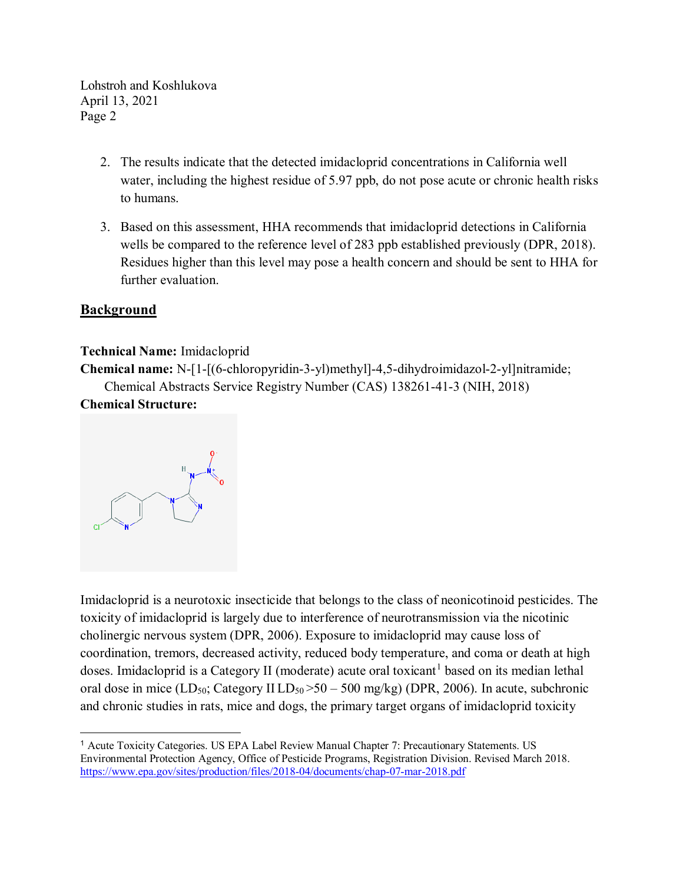2. The results indicate that the detected imidacloprid concentrations in California well water, including the highest residue of 5.97 ppb, do not pose acute or chronic health risks to humans.

3. Based on this assessment, HHA recommends that imidacloprid detections in California wells be compared to the reference level of 283 ppb established previously (DPR, 2018). Residues higher than this level may pose a health concern and should be sent to HHA for further evaluation.

## Background

**Technical Name:** Imidacloprid

**Chemical name:** N-[1-[(6-chloropyridin-3-yl)methyl]-4,5-dihydroimidazol-2-yl]nitramide; Chemical Abstracts Service Registry Number (CAS) 138261-41-3 (NIH, 2018)

**Chemical Structure:**

Imidacloprid is a neurotoxic insecticide that belongs to the class of neonicotinoid pesticides. The toxicity of imidacloprid is largely due to interference of neurotransmission via the nicotinic cholinergic nervous system (DPR, 2006). Exposure to imidacloprid may cause loss of coordination, tremors, decreased activity, reduced body temperature, and coma or death at high doses. Imidacloprid is a Category II (moderate) acute oral toxicant[1] based on its median lethal oral dose in mice ($LD_{50}$; Category II $LD_{50}$ >50 – 500 mg/kg) (DPR, 2006). In acute, subchronic and chronic studies in rats, mice and dogs, the primary target organs of imidacloprid toxicity

[1] Acute Toxicity Categories. US EPA Label Review Manual Chapter 7: Precautionary Statements. US Environmental Protection Agency, Office of Pesticide Programs, Registration Division. Revised March 2018. https://www.epa.gov/sites/production/files/2018-04/documents/chap-07-mar-2018.pdf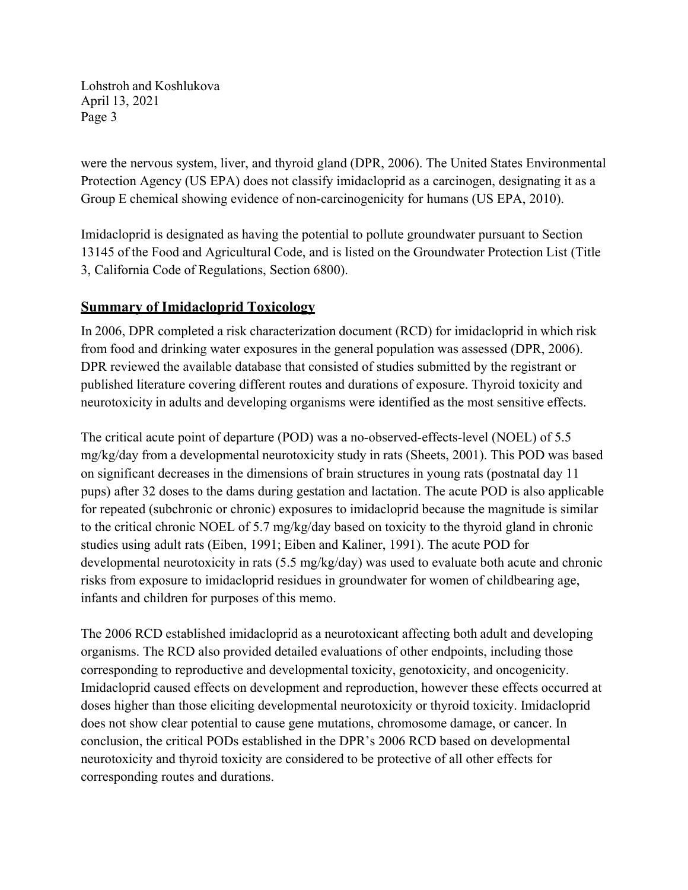were the nervous system, liver, and thyroid gland (DPR, 2006). The United States Environmental Protection Agency (US EPA) does not classify imidacloprid as a carcinogen, designating it as a Group E chemical showing evidence of non-carcinogenicity for humans (US EPA, 2010).

Imidacloprid is designated as having the potential to pollute groundwater pursuant to Section 13145 of the Food and Agricultural Code, and is listed on the Groundwater Protection List (Title 3, California Code of Regulations, Section 6800).

## Summary of Imidacloprid Toxicology

In 2006, DPR completed a risk characterization document (RCD) for imidacloprid in which risk from food and drinking water exposures in the general population was assessed (DPR, 2006). DPR reviewed the available database that consisted of studies submitted by the registrant or published literature covering different routes and durations of exposure. Thyroid toxicity and neurotoxicity in adults and developing organisms were identified as the most sensitive effects.

The critical acute point of departure (POD) was a no-observed-effects-level (NOEL) of 5.5 mg/kg/day from a developmental neurotoxicity study in rats (Sheets, 2001). This POD was based on significant decreases in the dimensions of brain structures in young rats (postnatal day 11 pups) after 32 doses to the dams during gestation and lactation. The acute POD is also applicable for repeated (subchronic or chronic) exposures to imidacloprid because the magnitude is similar to the critical chronic NOEL of 5.7 mg/kg/day based on toxicity to the thyroid gland in chronic studies using adult rats (Eiben, 1991; Eiben and Kaliner, 1991). The acute POD for developmental neurotoxicity in rats (5.5 mg/kg/day) was used to evaluate both acute and chronic risks from exposure to imidacloprid residues in groundwater for women of childbearing age, infants and children for purposes of this memo.

The 2006 RCD established imidacloprid as a neurotoxicant affecting both adult and developing organisms. The RCD also provided detailed evaluations of other endpoints, including those corresponding to reproductive and developmental toxicity, genotoxicity, and oncogenicity. Imidacloprid caused effects on development and reproduction, however these effects occurred at doses higher than those eliciting developmental neurotoxicity or thyroid toxicity. Imidacloprid does not show clear potential to cause gene mutations, chromosome damage, or cancer. In conclusion, the critical PODs established in the DPR's 2006 RCD based on developmental neurotoxicity and thyroid toxicity are considered to be protective of all other effects for corresponding routes and durations.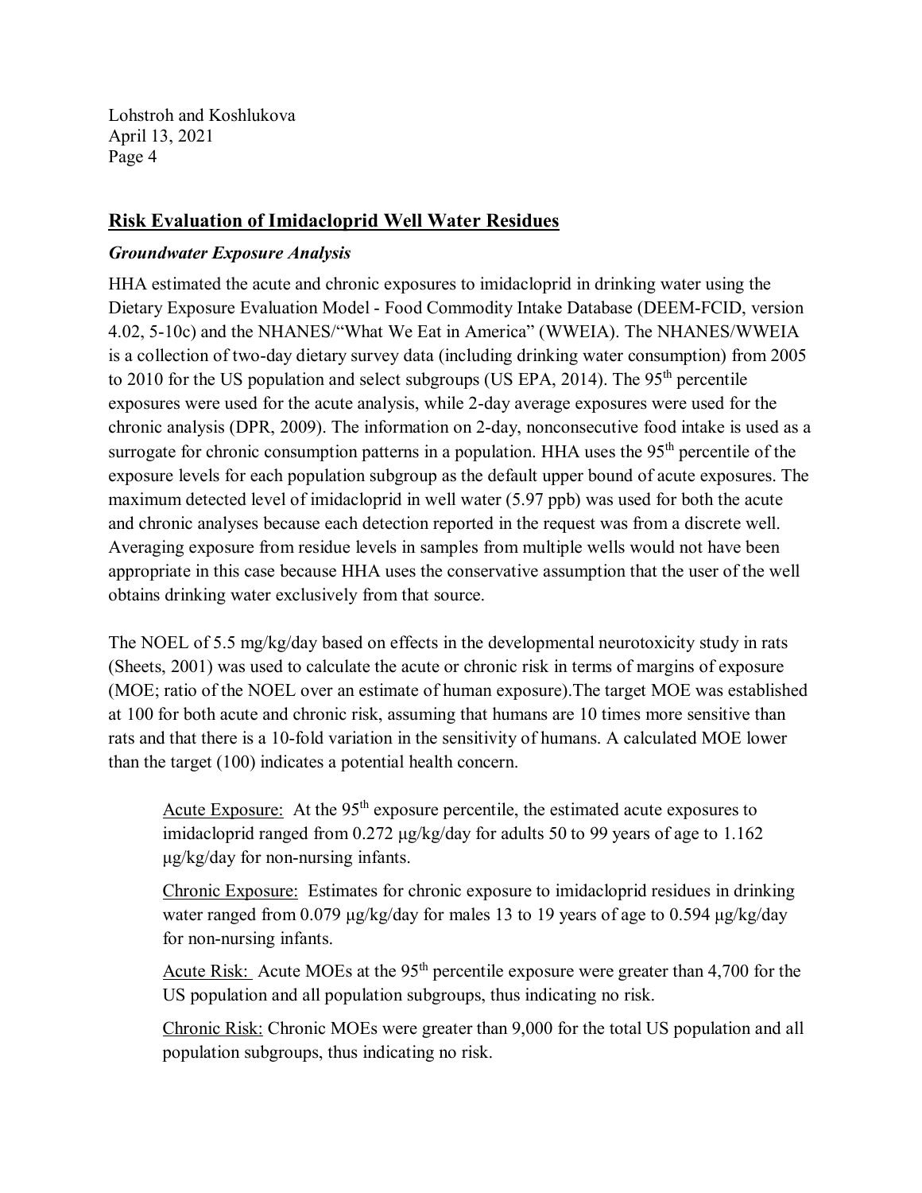## Risk Evaluation of Imidacloprid Well Water Residues

### *Groundwater Exposure Analysis*

HHA estimated the acute and chronic exposures to imidacloprid in drinking water using the Dietary Exposure Evaluation Model - Food Commodity Intake Database (DEEM-FCID, version 4.02, 5-10c) and the NHANES/"What We Eat in America" (WWEIA). The NHANES/WWEIA is a collection of two-day dietary survey data (including drinking water consumption) from 2005 to 2010 for the US population and select subgroups (US EPA, 2014). The 95th percentile exposures were used for the acute analysis, while 2-day average exposures were used for the chronic analysis (DPR, 2009). The information on 2-day, nonconsecutive food intake is used as a surrogate for chronic consumption patterns in a population. HHA uses the 95th percentile of the exposure levels for each population subgroup as the default upper bound of acute exposures. The maximum detected level of imidacloprid in well water (5.97 ppb) was used for both the acute and chronic analyses because each detection reported in the request was from a discrete well. Averaging exposure from residue levels in samples from multiple wells would not have been appropriate in this case because HHA uses the conservative assumption that the user of the well obtains drinking water exclusively from that source.

The NOEL of 5.5 mg/kg/day based on effects in the developmental neurotoxicity study in rats (Sheets, 2001) was used to calculate the acute or chronic risk in terms of margins of exposure (MOE; ratio of the NOEL over an estimate of human exposure).The target MOE was established at 100 for both acute and chronic risk, assuming that humans are 10 times more sensitive than rats and that there is a 10-fold variation in the sensitivity of humans. A calculated MOE lower than the target (100) indicates a potential health concern.

> Acute Exposure: At the 95th exposure percentile, the estimated acute exposures to imidacloprid ranged from 0.272 µg/kg/day for adults 50 to 99 years of age to 1.162 µg/kg/day for non-nursing infants.
>
> Chronic Exposure: Estimates for chronic exposure to imidacloprid residues in drinking water ranged from 0.079 µg/kg/day for males 13 to 19 years of age to 0.594 µg/kg/day for non-nursing infants.
>
> Acute Risk: Acute MOEs at the 95th percentile exposure were greater than 4,700 for the US population and all population subgroups, thus indicating no risk.
>
> Chronic Risk: Chronic MOEs were greater than 9,000 for the total US population and all population subgroups, thus indicating no risk.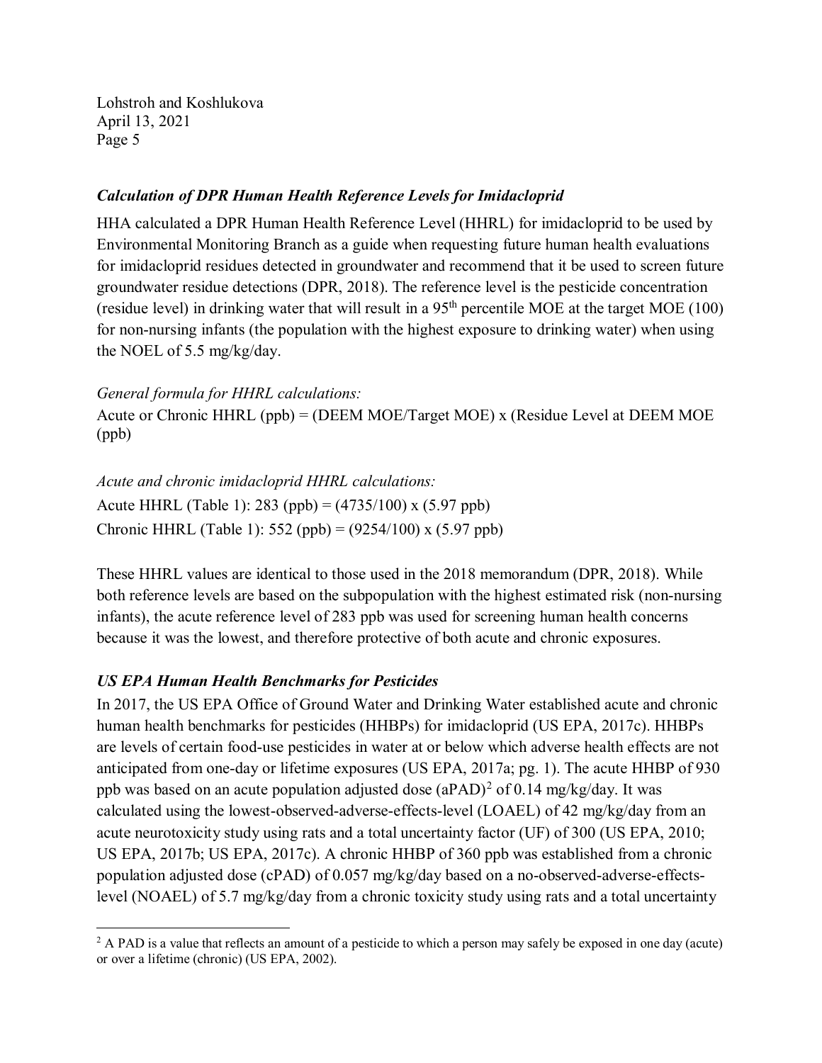### *Calculation of DPR Human Health Reference Levels for Imidacloprid*

HHA calculated a DPR Human Health Reference Level (HHRL) for imidacloprid to be used by Environmental Monitoring Branch as a guide when requesting future human health evaluations for imidacloprid residues detected in groundwater and recommend that it be used to screen future groundwater residue detections (DPR, 2018). The reference level is the pesticide concentration (residue level) in drinking water that will result in a 95th percentile MOE at the target MOE (100) for non-nursing infants (the population with the highest exposure to drinking water) when using the NOEL of 5.5 mg/kg/day.

*General formula for HHRL calculations:*

Acute or Chronic HHRL (ppb) = (DEEM MOE/Target MOE) x (Residue Level at DEEM MOE (ppb)

*Acute and chronic imidacloprid HHRL calculations:*

Acute HHRL (Table 1): 283 (ppb) = (4735/100) x (5.97 ppb)

Chronic HHRL (Table 1): 552 (ppb) = (9254/100) x (5.97 ppb)

These HHRL values are identical to those used in the 2018 memorandum (DPR, 2018). While both reference levels are based on the subpopulation with the highest estimated risk (non-nursing infants), the acute reference level of 283 ppb was used for screening human health concerns because it was the lowest, and therefore protective of both acute and chronic exposures.

### *US EPA Human Health Benchmarks for Pesticides*

In 2017, the US EPA Office of Ground Water and Drinking Water established acute and chronic human health benchmarks for pesticides (HHBPs) for imidacloprid (US EPA, 2017c). HHBPs are levels of certain food-use pesticides in water at or below which adverse health effects are not anticipated from one-day or lifetime exposures (US EPA, 2017a; pg. 1). The acute HHBP of 930 ppb was based on an acute population adjusted dose (aPAD)[2] of 0.14 mg/kg/day. It was calculated using the lowest-observed-adverse-effects-level (LOAEL) of 42 mg/kg/day from an acute neurotoxicity study using rats and a total uncertainty factor (UF) of 300 (US EPA, 2010; US EPA, 2017b; US EPA, 2017c). A chronic HHBP of 360 ppb was established from a chronic population adjusted dose (cPAD) of 0.057 mg/kg/day based on a no-observed-adverse-effects-level (NOAEL) of 5.7 mg/kg/day from a chronic toxicity study using rats and a total uncertainty

[2] A PAD is a value that reflects an amount of a pesticide to which a person may safely be exposed in one day (acute) or over a lifetime (chronic) (US EPA, 2002).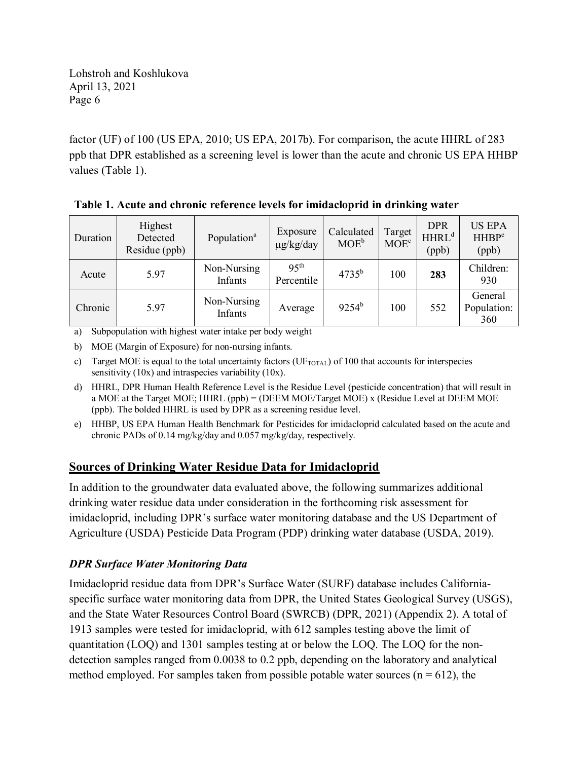factor (UF) of 100 (US EPA, 2010; US EPA, 2017b). For comparison, the acute HHRL of 283 ppb that DPR established as a screening level is lower than the acute and chronic US EPA HHBP values (Table 1).

**Table 1. Acute and chronic reference levels for imidacloprid in drinking water**

| Duration | Highest Detected Residue (ppb) | Population[a] | Exposure µg/kg/day | Calculated MOE[b] | Target MOE[c] | DPR HHRL[d] (ppb) | US EPA HHBP[e] (ppb) |
|---|---|---|---|---|---|---|---|
| Acute | 5.97 | Non-Nursing Infants | 95th Percentile | 4735[b] | 100 | **283** | Children: 930 |
| Chronic | 5.97 | Non-Nursing Infants | Average | 9254[b] | 100 | 552 | General Population: 360 |

a) Subpopulation with highest water intake per body weight

b) MOE (Margin of Exposure) for non-nursing infants.

c) Target MOE is equal to the total uncertainty factors ($UF_{TOTAL}$) of 100 that accounts for interspecies sensitivity (10x) and intraspecies variability (10x).

d) HHRL, DPR Human Health Reference Level is the Residue Level (pesticide concentration) that will result in a MOE at the Target MOE; HHRL (ppb) = (DEEM MOE/Target MOE) x (Residue Level at DEEM MOE (ppb). The bolded HHRL is used by DPR as a screening residue level.

e) HHBP, US EPA Human Health Benchmark for Pesticides for imidacloprid calculated based on the acute and chronic PADs of 0.14 mg/kg/day and 0.057 mg/kg/day, respectively.

## Sources of Drinking Water Residue Data for Imidacloprid

In addition to the groundwater data evaluated above, the following summarizes additional drinking water residue data under consideration in the forthcoming risk assessment for imidacloprid, including DPR's surface water monitoring database and the US Department of Agriculture (USDA) Pesticide Data Program (PDP) drinking water database (USDA, 2019).

### *DPR Surface Water Monitoring Data*

Imidacloprid residue data from DPR's Surface Water (SURF) database includes California-specific surface water monitoring data from DPR, the United States Geological Survey (USGS), and the State Water Resources Control Board (SWRCB) (DPR, 2021) (Appendix 2). A total of 1913 samples were tested for imidacloprid, with 612 samples testing above the limit of quantitation (LOQ) and 1301 samples testing at or below the LOQ. The LOQ for the non-detection samples ranged from 0.0038 to 0.2 ppb, depending on the laboratory and analytical method employed. For samples taken from possible potable water sources (n = 612), the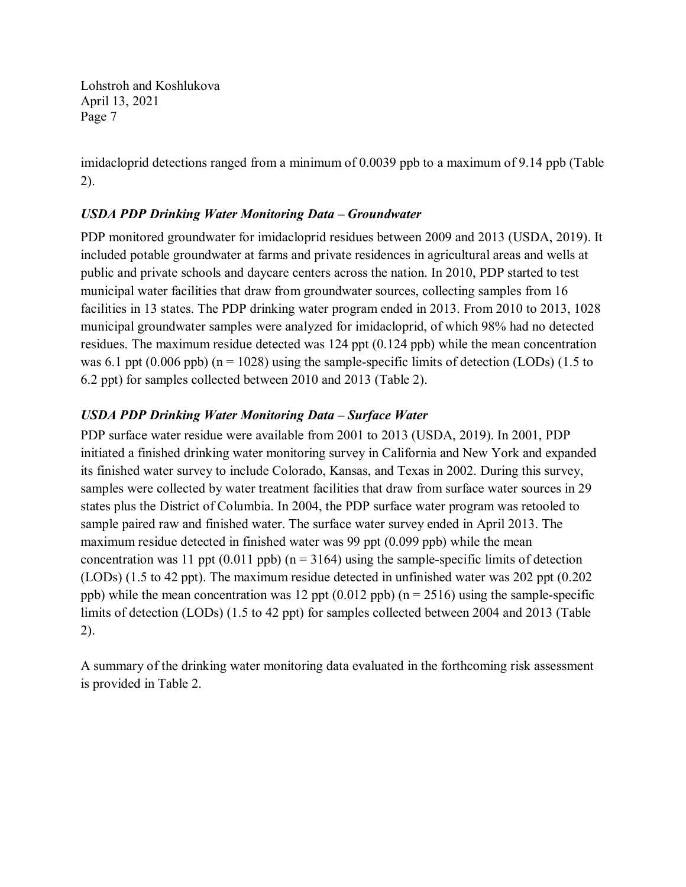imidacloprid detections ranged from a minimum of 0.0039 ppb to a maximum of 9.14 ppb (Table 2).

### *USDA PDP Drinking Water Monitoring Data – Groundwater*

PDP monitored groundwater for imidacloprid residues between 2009 and 2013 (USDA, 2019). It included potable groundwater at farms and private residences in agricultural areas and wells at public and private schools and daycare centers across the nation. In 2010, PDP started to test municipal water facilities that draw from groundwater sources, collecting samples from 16 facilities in 13 states. The PDP drinking water program ended in 2013. From 2010 to 2013, 1028 municipal groundwater samples were analyzed for imidacloprid, of which 98% had no detected residues. The maximum residue detected was 124 ppt (0.124 ppb) while the mean concentration was 6.1 ppt (0.006 ppb) (n = 1028) using the sample-specific limits of detection (LODs) (1.5 to 6.2 ppt) for samples collected between 2010 and 2013 (Table 2).

### *USDA PDP Drinking Water Monitoring Data – Surface Water*

PDP surface water residue were available from 2001 to 2013 (USDA, 2019). In 2001, PDP initiated a finished drinking water monitoring survey in California and New York and expanded its finished water survey to include Colorado, Kansas, and Texas in 2002. During this survey, samples were collected by water treatment facilities that draw from surface water sources in 29 states plus the District of Columbia. In 2004, the PDP surface water program was retooled to sample paired raw and finished water. The surface water survey ended in April 2013. The maximum residue detected in finished water was 99 ppt (0.099 ppb) while the mean concentration was 11 ppt (0.011 ppb) (n = 3164) using the sample-specific limits of detection (LODs) (1.5 to 42 ppt). The maximum residue detected in unfinished water was 202 ppt (0.202 ppb) while the mean concentration was 12 ppt (0.012 ppb) (n = 2516) using the sample-specific limits of detection (LODs) (1.5 to 42 ppt) for samples collected between 2004 and 2013 (Table 2).

A summary of the drinking water monitoring data evaluated in the forthcoming risk assessment is provided in Table 2.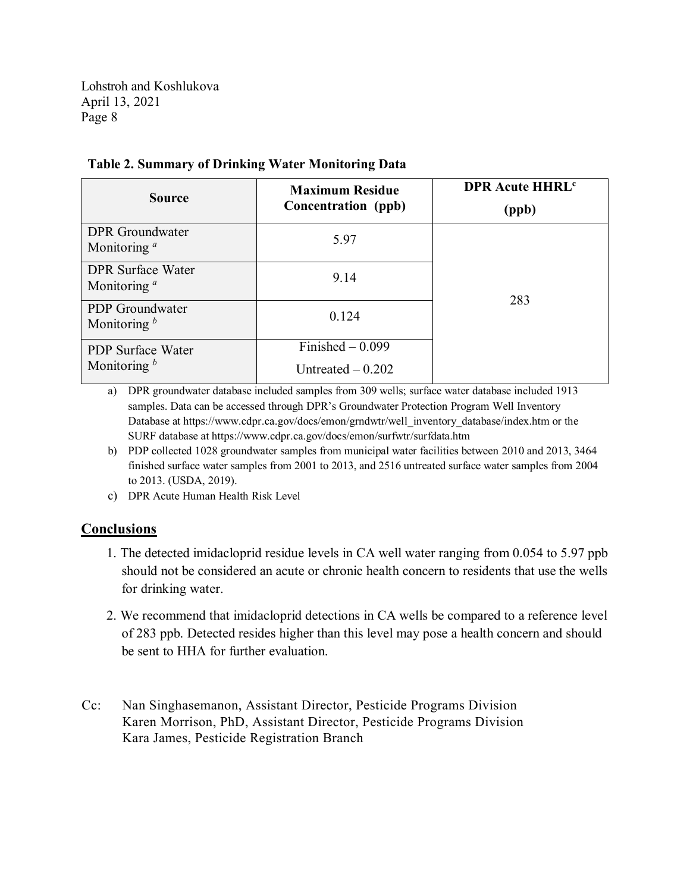**Table 2. Summary of Drinking Water Monitoring Data**

| Source | Maximum Residue Concentration (ppb) | DPR Acute HHRL[c] (ppb) |
|---|---|---|
| DPR Groundwater Monitoring [a] | 5.97 | 283 |
| DPR Surface Water Monitoring [a] | 9.14 | |
| PDP Groundwater Monitoring [b] | 0.124 | |
| PDP Surface Water Monitoring [b] | Finished – 0.099<br>Untreated – 0.202 | |

a) DPR groundwater database included samples from 309 wells; surface water database included 1913 samples. Data can be accessed through DPR's Groundwater Protection Program Well Inventory Database at https://www.cdpr.ca.gov/docs/emon/grndwtr/well_inventory_database/index.htm or the SURF database at https://www.cdpr.ca.gov/docs/emon/surfwtr/surfdata.htm

b) PDP collected 1028 groundwater samples from municipal water facilities between 2010 and 2013, 3464 finished surface water samples from 2001 to 2013, and 2516 untreated surface water samples from 2004 to 2013. (USDA, 2019).

c) DPR Acute Human Health Risk Level

## Conclusions

1. The detected imidacloprid residue levels in CA well water ranging from 0.054 to 5.97 ppb should not be considered an acute or chronic health concern to residents that use the wells for drinking water.
2. We recommend that imidacloprid detections in CA wells be compared to a reference level of 283 ppb. Detected resides higher than this level may pose a health concern and should be sent to HHA for further evaluation.

Cc: Nan Singhasemanon, Assistant Director, Pesticide Programs Division
Karen Morrison, PhD, Assistant Director, Pesticide Programs Division
Kara James, Pesticide Registration Branch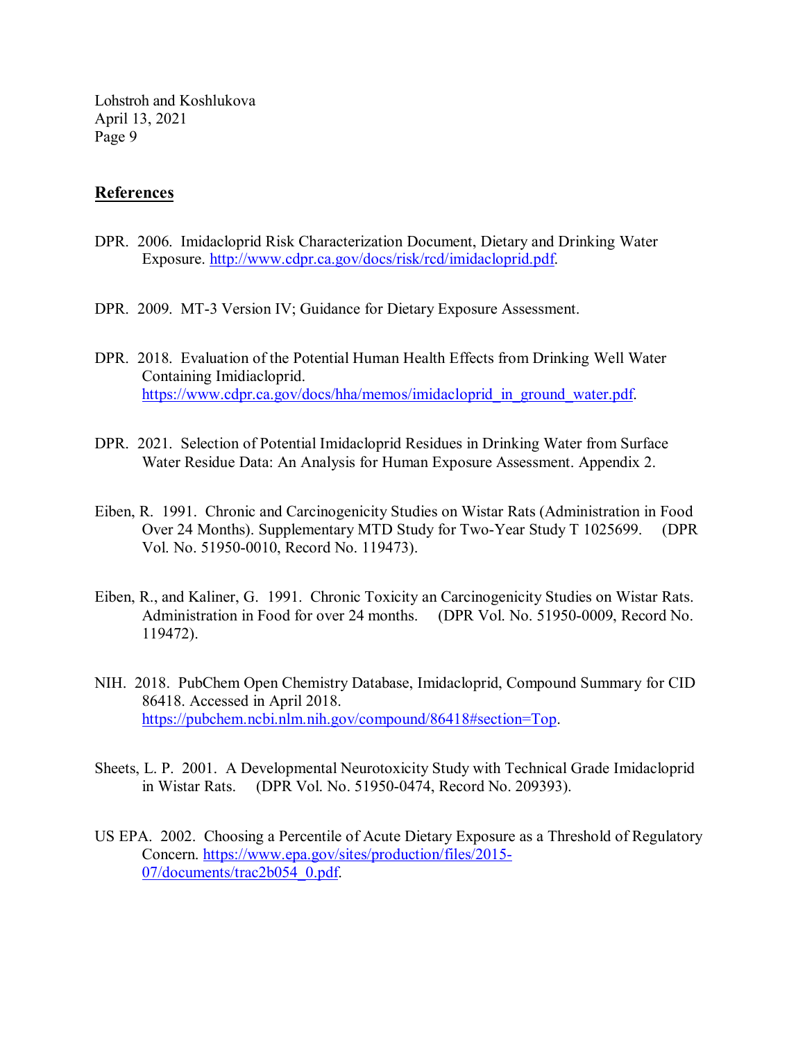## References

DPR. 2006. Imidacloprid Risk Characterization Document, Dietary and Drinking Water Exposure. http://www.cdpr.ca.gov/docs/risk/rcd/imidacloprid.pdf.

DPR. 2009. MT-3 Version IV; Guidance for Dietary Exposure Assessment.

DPR. 2018. Evaluation of the Potential Human Health Effects from Drinking Well Water Containing Imidiacloprid. https://www.cdpr.ca.gov/docs/hha/memos/imidacloprid_in_ground_water.pdf.

DPR. 2021. Selection of Potential Imidacloprid Residues in Drinking Water from Surface Water Residue Data: An Analysis for Human Exposure Assessment. Appendix 2.

Eiben, R. 1991. Chronic and Carcinogenicity Studies on Wistar Rats (Administration in Food Over 24 Months). Supplementary MTD Study for Two-Year Study T 1025699. (DPR Vol. No. 51950-0010, Record No. 119473).

Eiben, R., and Kaliner, G. 1991. Chronic Toxicity an Carcinogenicity Studies on Wistar Rats. Administration in Food for over 24 months. (DPR Vol. No. 51950-0009, Record No. 119472).

NIH. 2018. PubChem Open Chemistry Database, Imidacloprid, Compound Summary for CID 86418. Accessed in April 2018. https://pubchem.ncbi.nlm.nih.gov/compound/86418#section=Top.

Sheets, L. P. 2001. A Developmental Neurotoxicity Study with Technical Grade Imidacloprid in Wistar Rats. (DPR Vol. No. 51950-0474, Record No. 209393).

US EPA. 2002. Choosing a Percentile of Acute Dietary Exposure as a Threshold of Regulatory Concern. https://www.epa.gov/sites/production/files/2015-07/documents/trac2b054_0.pdf.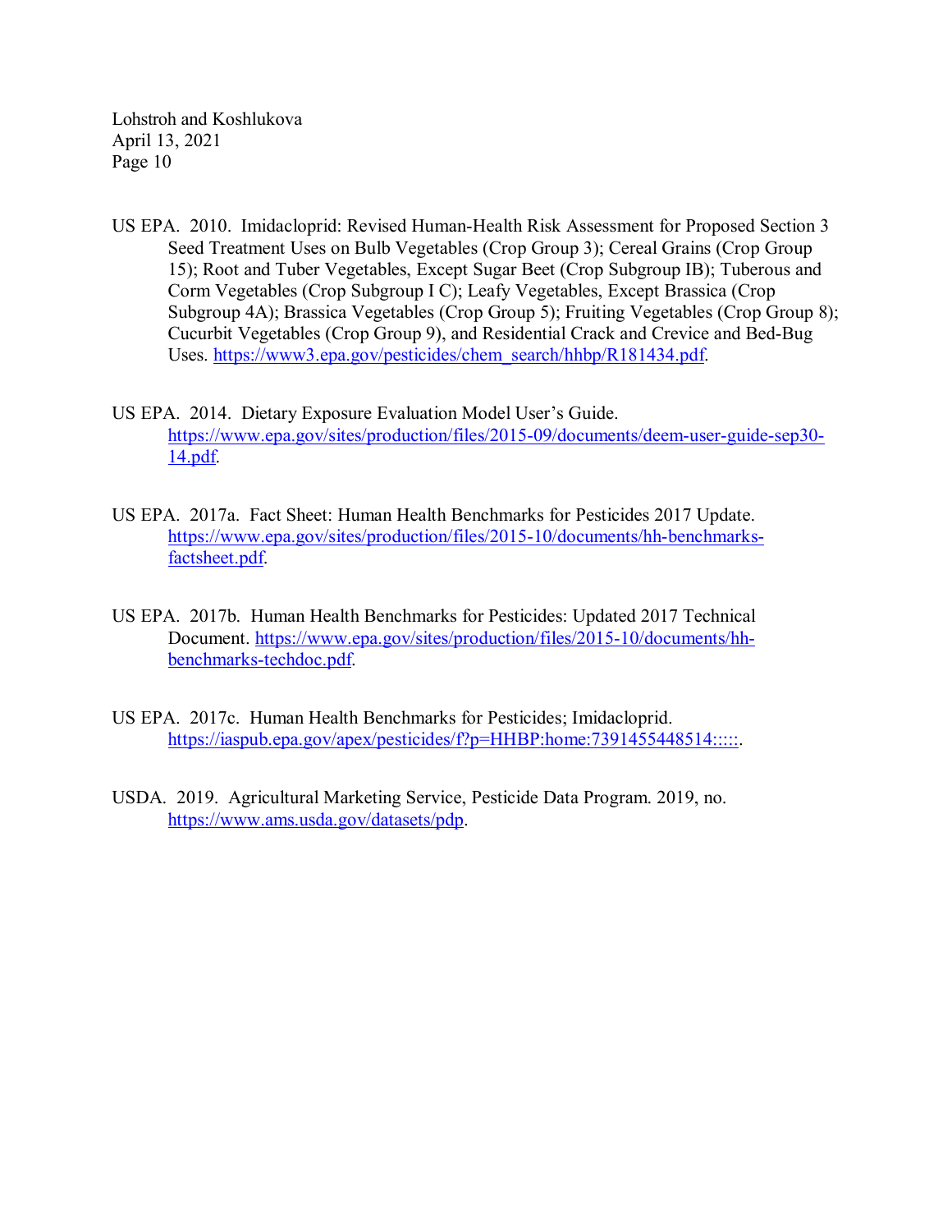US EPA. 2010. Imidacloprid: Revised Human-Health Risk Assessment for Proposed Section 3 Seed Treatment Uses on Bulb Vegetables (Crop Group 3); Cereal Grains (Crop Group 15); Root and Tuber Vegetables, Except Sugar Beet (Crop Subgroup IB); Tuberous and Corm Vegetables (Crop Subgroup I C); Leafy Vegetables, Except Brassica (Crop Subgroup 4A); Brassica Vegetables (Crop Group 5); Fruiting Vegetables (Crop Group 8); Cucurbit Vegetables (Crop Group 9), and Residential Crack and Crevice and Bed-Bug Uses. https://www3.epa.gov/pesticides/chem_search/hhbp/R181434.pdf.

US EPA. 2014. Dietary Exposure Evaluation Model User's Guide. https://www.epa.gov/sites/production/files/2015-09/documents/deem-user-guide-sep30-14.pdf.

US EPA. 2017a. Fact Sheet: Human Health Benchmarks for Pesticides 2017 Update. https://www.epa.gov/sites/production/files/2015-10/documents/hh-benchmarks-factsheet.pdf.

US EPA. 2017b. Human Health Benchmarks for Pesticides: Updated 2017 Technical Document. https://www.epa.gov/sites/production/files/2015-10/documents/hh-benchmarks-techdoc.pdf.

US EPA. 2017c. Human Health Benchmarks for Pesticides; Imidacloprid. https://iaspub.epa.gov/apex/pesticides/f?p=HHBP:home:7391455448514:::::.

USDA. 2019. Agricultural Marketing Service, Pesticide Data Program. 2019, no. https://www.ams.usda.gov/datasets/pdp.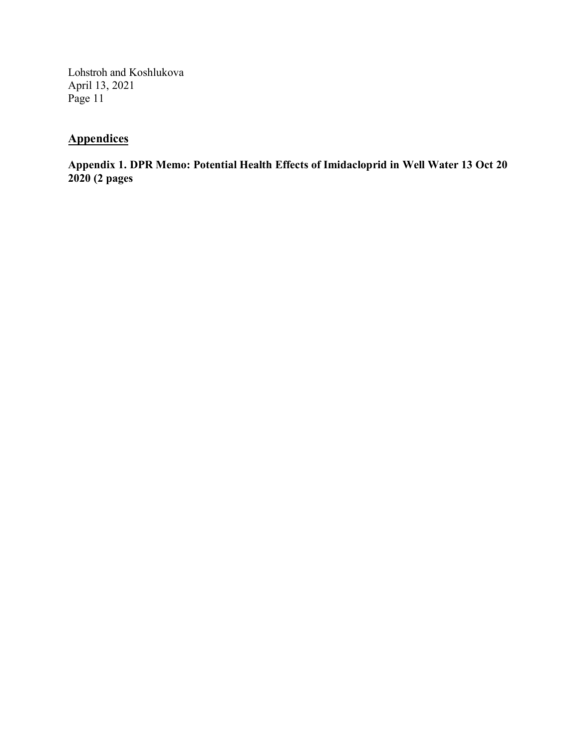## Appendices

**Appendix 1. DPR Memo: Potential Health Effects of Imidacloprid in Well Water 13 Oct 20 2020 (2 pages**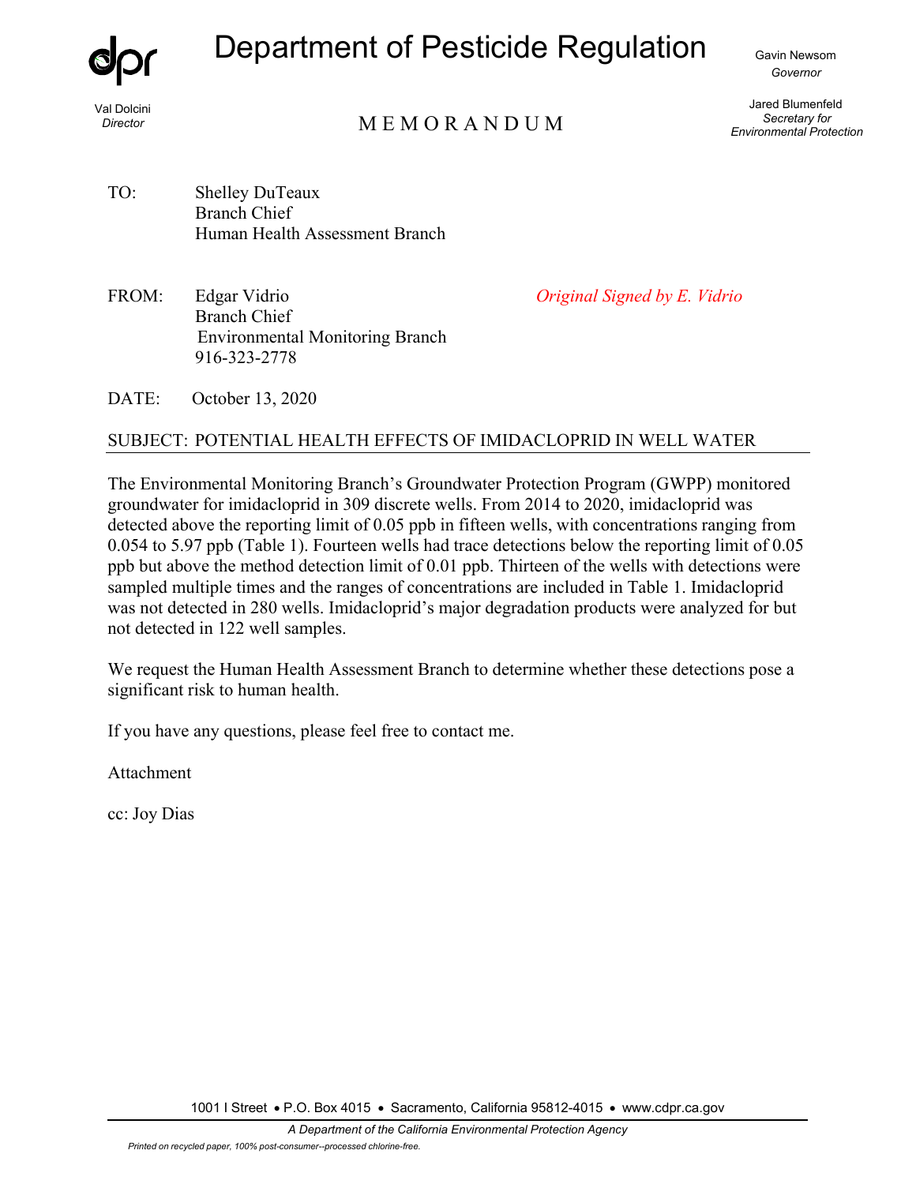# Department of Pesticide Regulation

Val Dolcini
*Director*

Gavin Newsom
*Governor*

Jared Blumenfeld
*Secretary for Environmental Protection*

## MEMORANDUM

TO: Shelley DuTeaux
Branch Chief
Human Health Assessment Branch

FROM: Edgar Vidrio
Branch Chief
Environmental Monitoring Branch
916-323-2778

*Original Signed by E. Vidrio*

DATE: October 13, 2020

SUBJECT: POTENTIAL HEALTH EFFECTS OF IMIDACLOPRID IN WELL WATER

The Environmental Monitoring Branch's Groundwater Protection Program (GWPP) monitored groundwater for imidacloprid in 309 discrete wells. From 2014 to 2020, imidacloprid was detected above the reporting limit of 0.05 ppb in fifteen wells, with concentrations ranging from 0.054 to 5.97 ppb (Table 1). Fourteen wells had trace detections below the reporting limit of 0.05 ppb but above the method detection limit of 0.01 ppb. Thirteen of the wells with detections were sampled multiple times and the ranges of concentrations are included in Table 1. Imidacloprid was not detected in 280 wells. Imidacloprid's major degradation products were analyzed for but not detected in 122 well samples.

We request the Human Health Assessment Branch to determine whether these detections pose a significant risk to human health.

If you have any questions, please feel free to contact me.

Attachment

cc: Joy Dias

1001 I Street • P.O. Box 4015 • Sacramento, California 95812-4015 • www.cdpr.ca.gov

*A Department of the California Environmental Protection Agency*

*Printed on recycled paper, 100% post-consumer--processed chlorine-free.*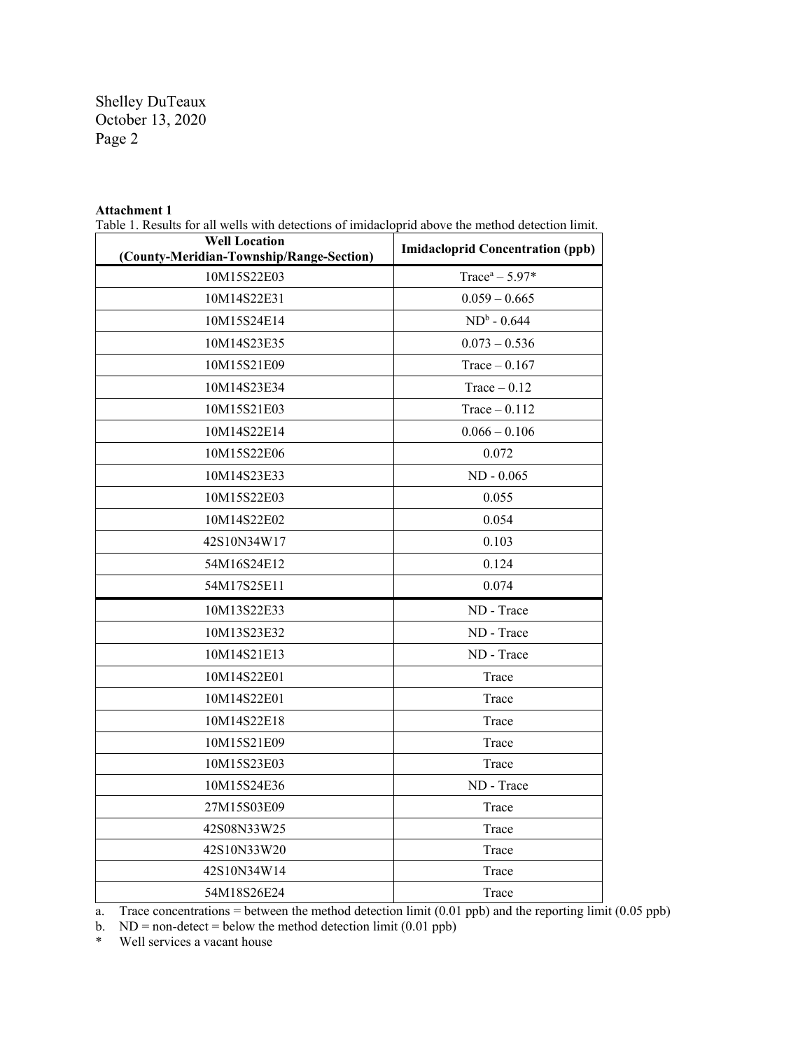**Attachment 1**

Table 1. Results for all wells with detections of imidacloprid above the method detection limit.

| Well Location (County-Meridian-Township/Range-Section) | Imidacloprid Concentration (ppb) |
|---|---|
| 10M15S22E03 | Trace[a] – 5.97* |
| 10M14S22E31 | 0.059 – 0.665 |
| 10M15S24E14 | ND[b] - 0.644 |
| 10M14S23E35 | 0.073 – 0.536 |
| 10M15S21E09 | Trace – 0.167 |
| 10M14S23E34 | Trace – 0.12 |
| 10M15S21E03 | Trace – 0.112 |
| 10M14S22E14 | 0.066 – 0.106 |
| 10M15S22E06 | 0.072 |
| 10M14S23E33 | ND - 0.065 |
| 10M15S22E03 | 0.055 |
| 10M14S22E02 | 0.054 |
| 42S10N34W17 | 0.103 |
| 54M16S24E12 | 0.124 |
| 54M17S25E11 | 0.074 |
| 10M13S22E33 | ND - Trace |
| 10M13S23E32 | ND - Trace |
| 10M14S21E13 | ND - Trace |
| 10M14S22E01 | Trace |
| 10M14S22E01 | Trace |
| 10M14S22E18 | Trace |
| 10M15S21E09 | Trace |
| 10M15S23E03 | Trace |
| 10M15S24E36 | ND - Trace |
| 27M15S03E09 | Trace |
| 42S08N33W25 | Trace |
| 42S10N33W20 | Trace |
| 42S10N34W14 | Trace |
| 54M18S26E24 | Trace |

a. Trace concentrations = between the method detection limit (0.01 ppb) and the reporting limit (0.05 ppb)

b. ND = non-detect = below the method detection limit (0.01 ppb)

\* Well services a vacant house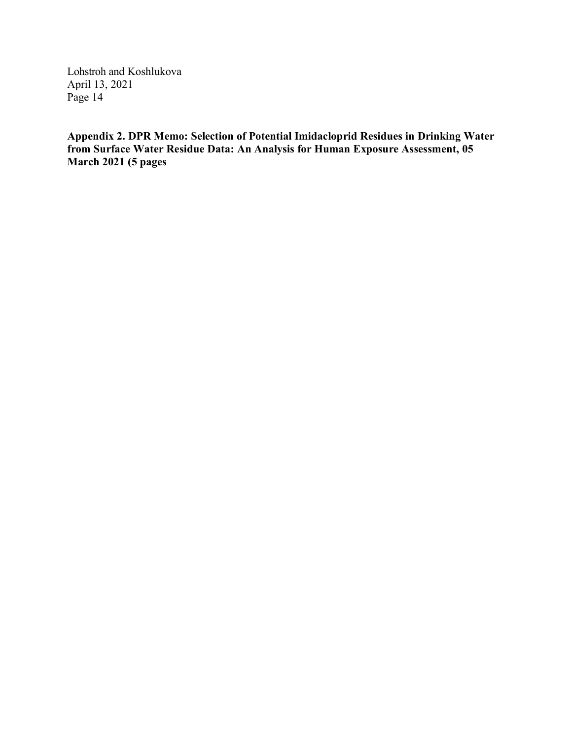**Appendix 2. DPR Memo: Selection of Potential Imidacloprid Residues in Drinking Water from Surface Water Residue Data: An Analysis for Human Exposure Assessment, 05 March 2021 (5 pages**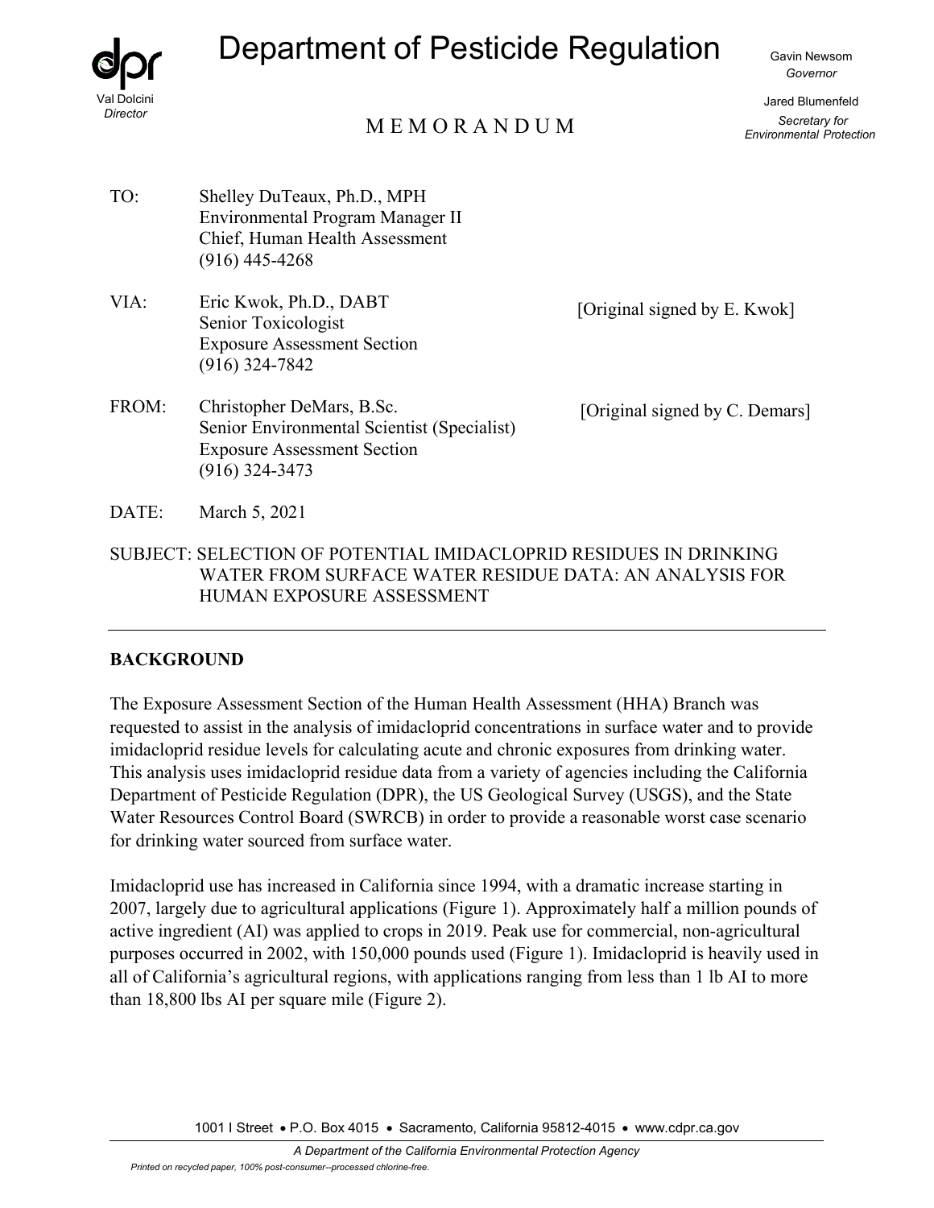# Department of Pesticide Regulation

Val Dolcini
*Director*

Gavin Newsom
*Governor*

Jared Blumenfeld
*Secretary for Environmental Protection*

## M E M O R A N D U M

TO: Shelley DuTeaux, Ph.D., MPH
Environmental Program Manager II
Chief, Human Health Assessment
(916) 445-4268

VIA: Eric Kwok, Ph.D., DABT
Senior Toxicologist
Exposure Assessment Section
(916) 324-7842

[Original signed by E. Kwok]

FROM: Christopher DeMars, B.Sc.
Senior Environmental Scientist (Specialist)
Exposure Assessment Section
(916) 324-3473

[Original signed by C. Demars]

DATE: March 5, 2021

SUBJECT: SELECTION OF POTENTIAL IMIDACLOPRID RESIDUES IN DRINKING WATER FROM SURFACE WATER RESIDUE DATA: AN ANALYSIS FOR HUMAN EXPOSURE ASSESSMENT

---

## BACKGROUND

The Exposure Assessment Section of the Human Health Assessment (HHA) Branch was requested to assist in the analysis of imidacloprid concentrations in surface water and to provide imidacloprid residue levels for calculating acute and chronic exposures from drinking water. This analysis uses imidacloprid residue data from a variety of agencies including the California Department of Pesticide Regulation (DPR), the US Geological Survey (USGS), and the State Water Resources Control Board (SWRCB) in order to provide a reasonable worst case scenario for drinking water sourced from surface water.

Imidacloprid use has increased in California since 1994, with a dramatic increase starting in 2007, largely due to agricultural applications (Figure 1). Approximately half a million pounds of active ingredient (AI) was applied to crops in 2019. Peak use for commercial, non-agricultural purposes occurred in 2002, with 150,000 pounds used (Figure 1). Imidacloprid is heavily used in all of California's agricultural regions, with applications ranging from less than 1 lb AI to more than 18,800 lbs AI per square mile (Figure 2).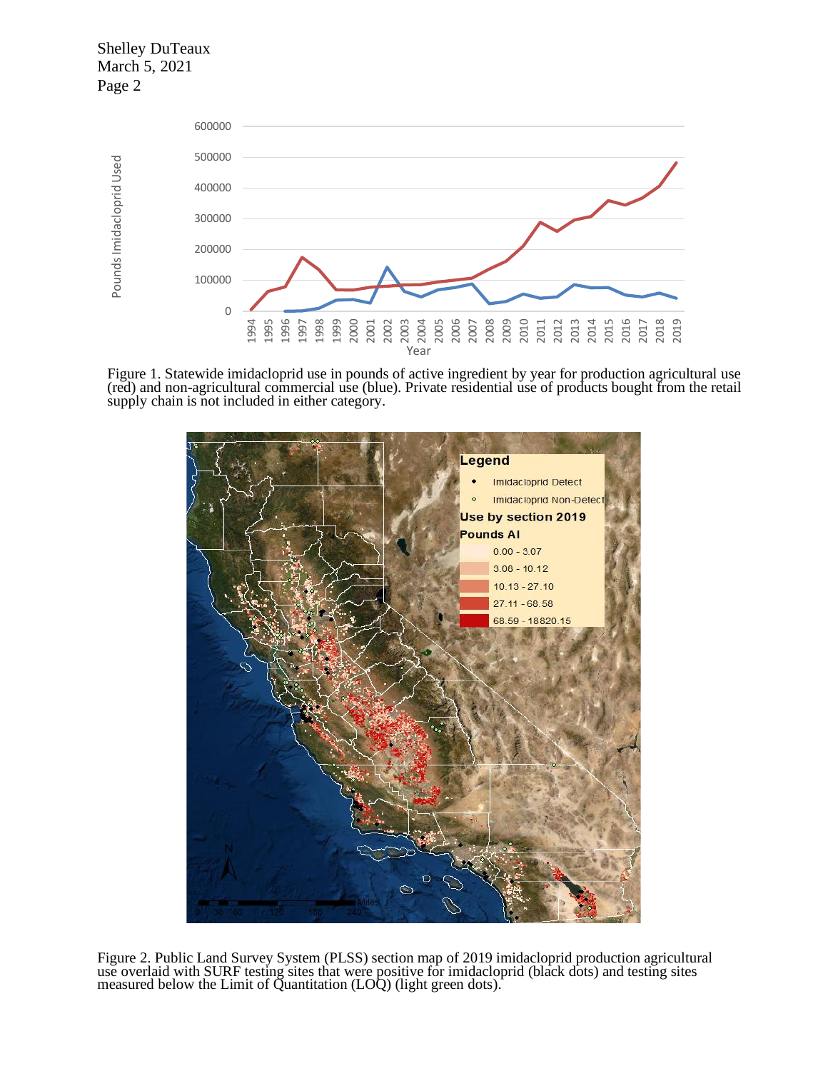Figure 1. Statewide imidacloprid use in pounds of active ingredient by year for production agricultural use (red) and non-agricultural commercial use (blue). Private residential use of products bought from the retail supply chain is not included in either category.

Figure 2. Public Land Survey System (PLSS) section map of 2019 imidacloprid production agricultural use overlaid with SURF testing sites that were positive for imidacloprid (black dots) and testing sites measured below the Limit of Quantitation (LOQ) (light green dots).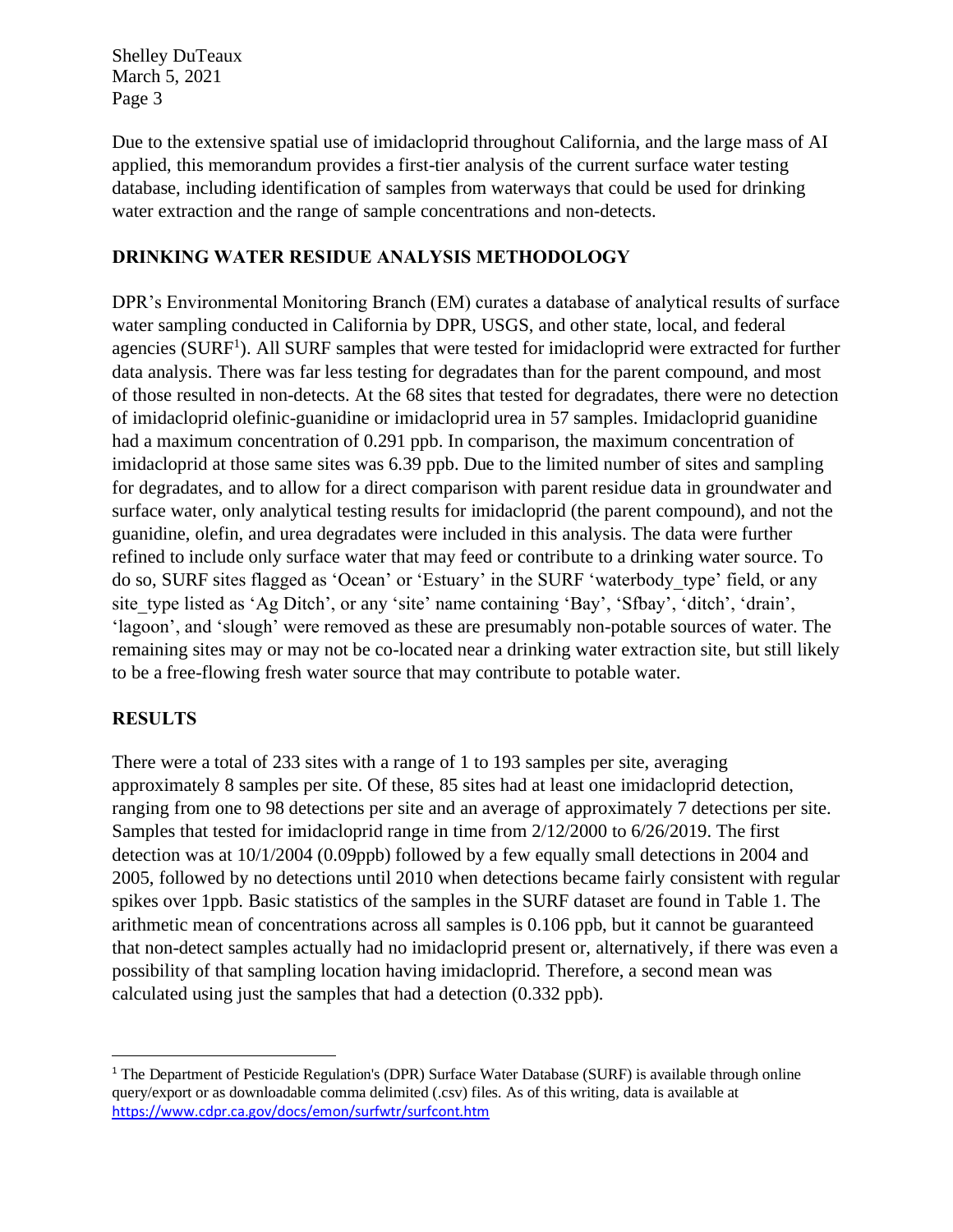Due to the extensive spatial use of imidacloprid throughout California, and the large mass of AI applied, this memorandum provides a first-tier analysis of the current surface water testing database, including identification of samples from waterways that could be used for drinking water extraction and the range of sample concentrations and non-detects.

## DRINKING WATER RESIDUE ANALYSIS METHODOLOGY

DPR's Environmental Monitoring Branch (EM) curates a database of analytical results of surface water sampling conducted in California by DPR, USGS, and other state, local, and federal agencies (SURF[1]). All SURF samples that were tested for imidacloprid were extracted for further data analysis. There was far less testing for degradates than for the parent compound, and most of those resulted in non-detects. At the 68 sites that tested for degradates, there were no detection of imidacloprid olefinic-guanidine or imidacloprid urea in 57 samples. Imidacloprid guanidine had a maximum concentration of 0.291 ppb. In comparison, the maximum concentration of imidacloprid at those same sites was 6.39 ppb. Due to the limited number of sites and sampling for degradates, and to allow for a direct comparison with parent residue data in groundwater and surface water, only analytical testing results for imidacloprid (the parent compound), and not the guanidine, olefin, and urea degradates were included in this analysis. The data were further refined to include only surface water that may feed or contribute to a drinking water source. To do so, SURF sites flagged as 'Ocean' or 'Estuary' in the SURF 'waterbody_type' field, or any site_type listed as 'Ag Ditch', or any 'site' name containing 'Bay', 'Sfbay', 'ditch', 'drain', 'lagoon', and 'slough' were removed as these are presumably non-potable sources of water. The remaining sites may or may not be co-located near a drinking water extraction site, but still likely to be a free-flowing fresh water source that may contribute to potable water.

## RESULTS

There were a total of 233 sites with a range of 1 to 193 samples per site, averaging approximately 8 samples per site. Of these, 85 sites had at least one imidacloprid detection, ranging from one to 98 detections per site and an average of approximately 7 detections per site. Samples that tested for imidacloprid range in time from 2/12/2000 to 6/26/2019. The first detection was at 10/1/2004 (0.09ppb) followed by a few equally small detections in 2004 and 2005, followed by no detections until 2010 when detections became fairly consistent with regular spikes over 1ppb. Basic statistics of the samples in the SURF dataset are found in Table 1. The arithmetic mean of concentrations across all samples is 0.106 ppb, but it cannot be guaranteed that non-detect samples actually had no imidacloprid present or, alternatively, if there was even a possibility of that sampling location having imidacloprid. Therefore, a second mean was calculated using just the samples that had a detection (0.332 ppb).

---

[1] The Department of Pesticide Regulation's (DPR) Surface Water Database (SURF) is available through online query/export or as downloadable comma delimited (.csv) files. As of this writing, data is available at https://www.cdpr.ca.gov/docs/emon/surfwtr/surfcont.htm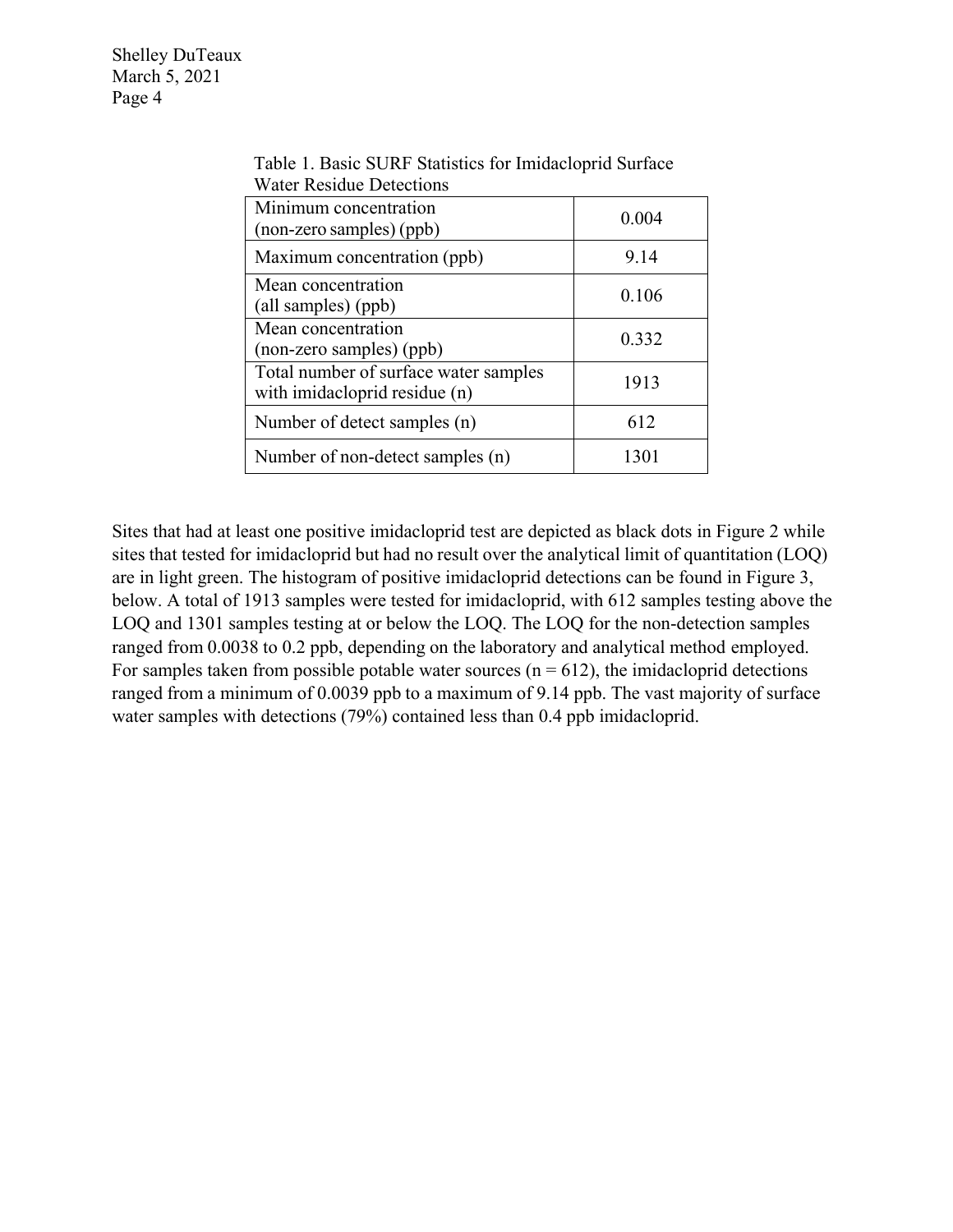Table 1. Basic SURF Statistics for Imidacloprid Surface Water Residue Detections

| | |
|---|---|
| Minimum concentration (non-zero samples) (ppb) | 0.004 |
| Maximum concentration (ppb) | 9.14 |
| Mean concentration (all samples) (ppb) | 0.106 |
| Mean concentration (non-zero samples) (ppb) | 0.332 |
| Total number of surface water samples with imidacloprid residue (n) | 1913 |
| Number of detect samples (n) | 612 |
| Number of non-detect samples (n) | 1301 |

Sites that had at least one positive imidacloprid test are depicted as black dots in Figure 2 while sites that tested for imidacloprid but had no result over the analytical limit of quantitation (LOQ) are in light green. The histogram of positive imidacloprid detections can be found in Figure 3, below. A total of 1913 samples were tested for imidacloprid, with 612 samples testing above the LOQ and 1301 samples testing at or below the LOQ. The LOQ for the non-detection samples ranged from 0.0038 to 0.2 ppb, depending on the laboratory and analytical method employed. For samples taken from possible potable water sources (n = 612), the imidacloprid detections ranged from a minimum of 0.0039 ppb to a maximum of 9.14 ppb. The vast majority of surface water samples with detections (79%) contained less than 0.4 ppb imidacloprid.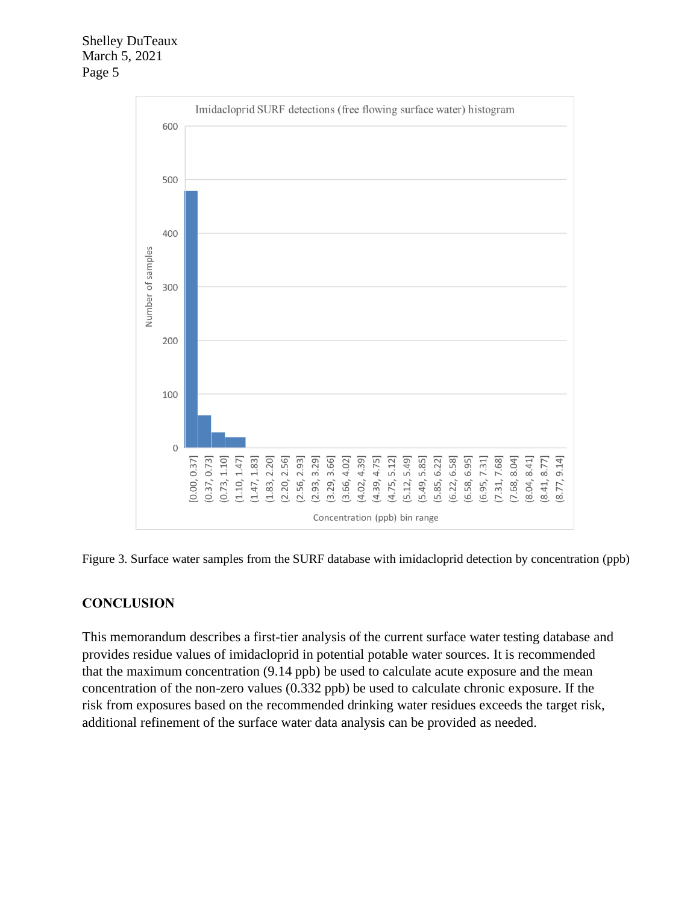Imidacloprid SURF detections (free flowing surface water) histogram

600
500
400
300
200
100
0

Number of samples

[0.00, 0.37] (0.37, 0.73] (0.73, 1.10] (1.10, 1.47] (1.47, 1.83] (1.83, 2.20] (2.20, 2.56] (2.56, 2.93] (2.93, 3.29] (3.29, 3.66] (3.66, 4.02] (4.02, 4.39] (4.39, 4.75] (4.75, 5.12] (5.12, 5.49] (5.49, 5.85] (5.85, 6.22] (6.22, 6.58] (6.58, 6.95] (6.95, 7.31] (7.31, 7.68] (7.68, 8.04] (8.04, 8.41] (8.41, 8.77] (8.77, 9.14]

Concentration (ppb) bin range

Figure 3. Surface water samples from the SURF database with imidacloprid detection by concentration (ppb)

## CONCLUSION

This memorandum describes a first-tier analysis of the current surface water testing database and provides residue values of imidacloprid in potential potable water sources. It is recommended that the maximum concentration (9.14 ppb) be used to calculate acute exposure and the mean concentration of the non-zero values (0.332 ppb) be used to calculate chronic exposure. If the risk from exposures based on the recommended drinking water residues exceeds the target risk, additional refinement of the surface water data analysis can be provided as needed.